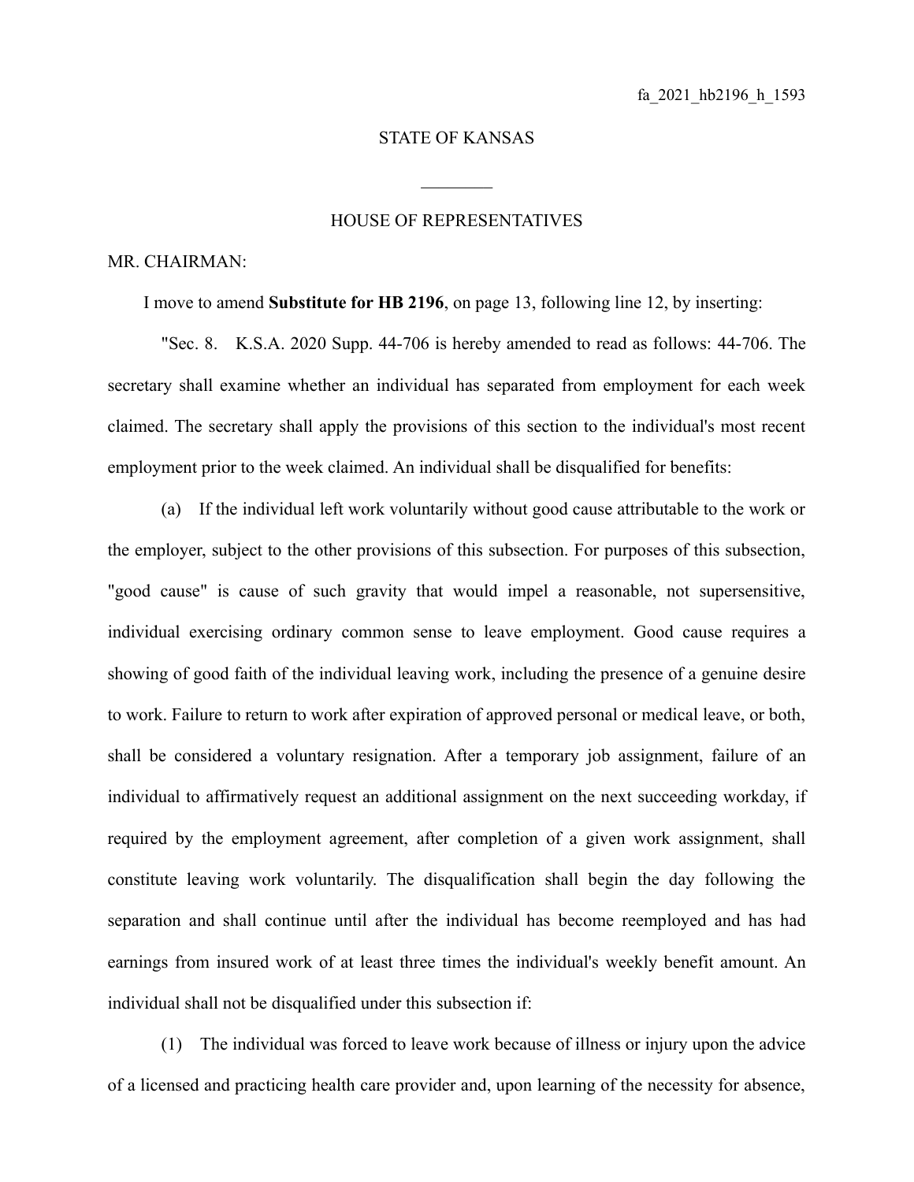fa_2021_hb2196_h_1593

STATE OF KANSAS

________

HOUSE OF REPRESENTATIVES

MR. CHAIRMAN:

I move to amend **Substitute for HB 2196**, on page 13, following line 12, by inserting:

"Sec. 8. K.S.A. 2020 Supp. 44-706 is hereby amended to read as follows: 44-706. The secretary shall examine whether an individual has separated from employment for each week claimed. The secretary shall apply the provisions of this section to the individual's most recent employment prior to the week claimed. An individual shall be disqualified for benefits:

(a) If the individual left work voluntarily without good cause attributable to the work or the employer, subject to the other provisions of this subsection. For purposes of this subsection, "good cause" is cause of such gravity that would impel a reasonable, not supersensitive, individual exercising ordinary common sense to leave employment. Good cause requires a showing of good faith of the individual leaving work, including the presence of a genuine desire to work. Failure to return to work after expiration of approved personal or medical leave, or both, shall be considered a voluntary resignation. After a temporary job assignment, failure of an individual to affirmatively request an additional assignment on the next succeeding workday, if required by the employment agreement, after completion of a given work assignment, shall constitute leaving work voluntarily. The disqualification shall begin the day following the separation and shall continue until after the individual has become reemployed and has had earnings from insured work of at least three times the individual's weekly benefit amount. An individual shall not be disqualified under this subsection if:

(1) The individual was forced to leave work because of illness or injury upon the advice of a licensed and practicing health care provider and, upon learning of the necessity for absence,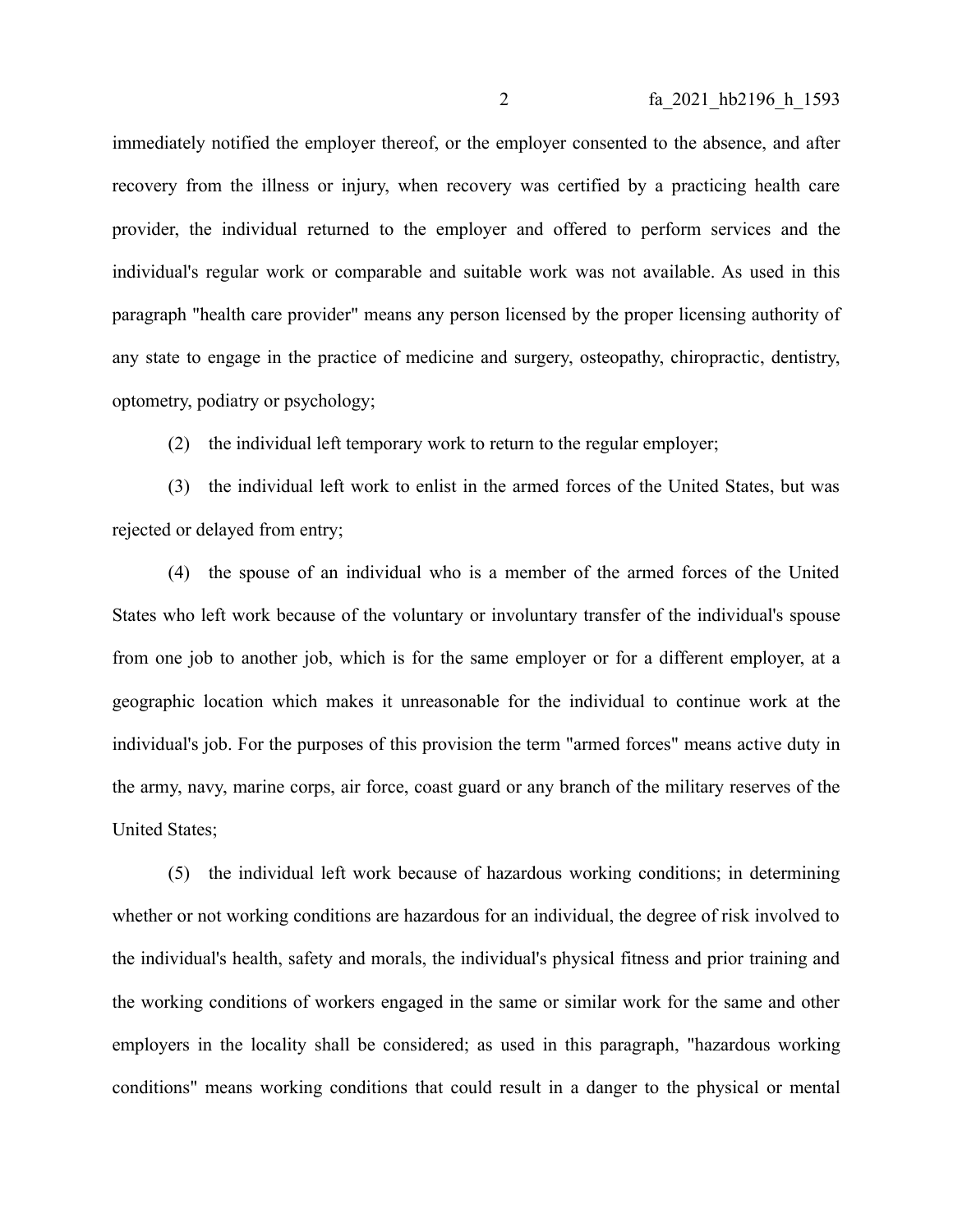immediately notified the employer thereof, or the employer consented to the absence, and after recovery from the illness or injury, when recovery was certified by a practicing health care provider, the individual returned to the employer and offered to perform services and the individual's regular work or comparable and suitable work was not available. As used in this paragraph "health care provider" means any person licensed by the proper licensing authority of any state to engage in the practice of medicine and surgery, osteopathy, chiropractic, dentistry, optometry, podiatry or psychology;

(2) the individual left temporary work to return to the regular employer;

(3) the individual left work to enlist in the armed forces of the United States, but was rejected or delayed from entry;

(4) the spouse of an individual who is a member of the armed forces of the United States who left work because of the voluntary or involuntary transfer of the individual's spouse from one job to another job, which is for the same employer or for a different employer, at a geographic location which makes it unreasonable for the individual to continue work at the individual's job. For the purposes of this provision the term "armed forces" means active duty in the army, navy, marine corps, air force, coast guard or any branch of the military reserves of the United States;

(5) the individual left work because of hazardous working conditions; in determining whether or not working conditions are hazardous for an individual, the degree of risk involved to the individual's health, safety and morals, the individual's physical fitness and prior training and the working conditions of workers engaged in the same or similar work for the same and other employers in the locality shall be considered; as used in this paragraph, "hazardous working conditions" means working conditions that could result in a danger to the physical or mental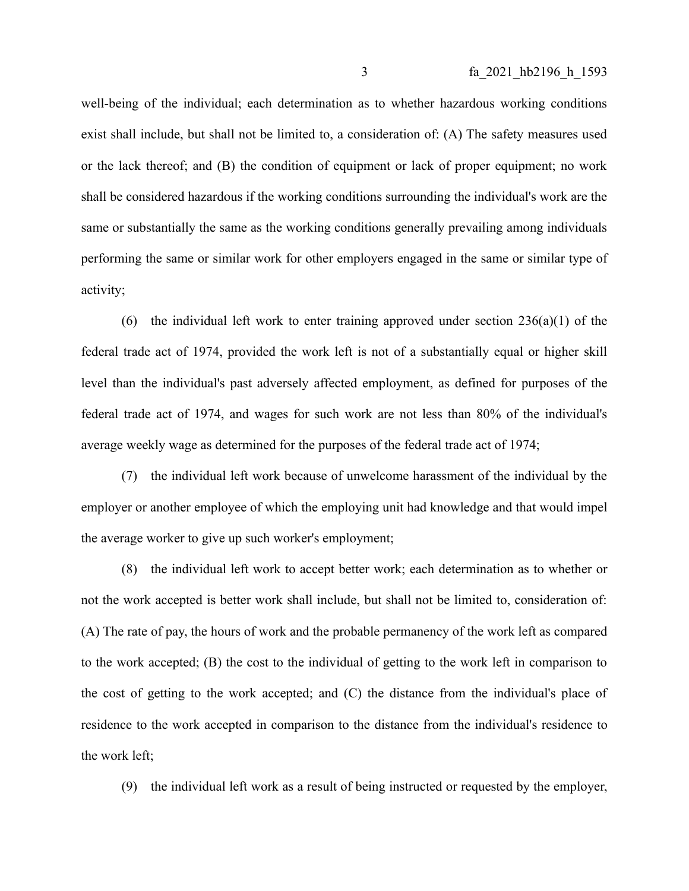well-being of the individual; each determination as to whether hazardous working conditions exist shall include, but shall not be limited to, a consideration of: (A) The safety measures used or the lack thereof; and (B) the condition of equipment or lack of proper equipment; no work shall be considered hazardous if the working conditions surrounding the individual's work are the same or substantially the same as the working conditions generally prevailing among individuals performing the same or similar work for other employers engaged in the same or similar type of activity;

(6) the individual left work to enter training approved under section 236(a)(1) of the federal trade act of 1974, provided the work left is not of a substantially equal or higher skill level than the individual's past adversely affected employment, as defined for purposes of the federal trade act of 1974, and wages for such work are not less than 80% of the individual's average weekly wage as determined for the purposes of the federal trade act of 1974;

(7) the individual left work because of unwelcome harassment of the individual by the employer or another employee of which the employing unit had knowledge and that would impel the average worker to give up such worker's employment;

(8) the individual left work to accept better work; each determination as to whether or not the work accepted is better work shall include, but shall not be limited to, consideration of: (A) The rate of pay, the hours of work and the probable permanency of the work left as compared to the work accepted; (B) the cost to the individual of getting to the work left in comparison to the cost of getting to the work accepted; and (C) the distance from the individual's place of residence to the work accepted in comparison to the distance from the individual's residence to the work left;

(9) the individual left work as a result of being instructed or requested by the employer,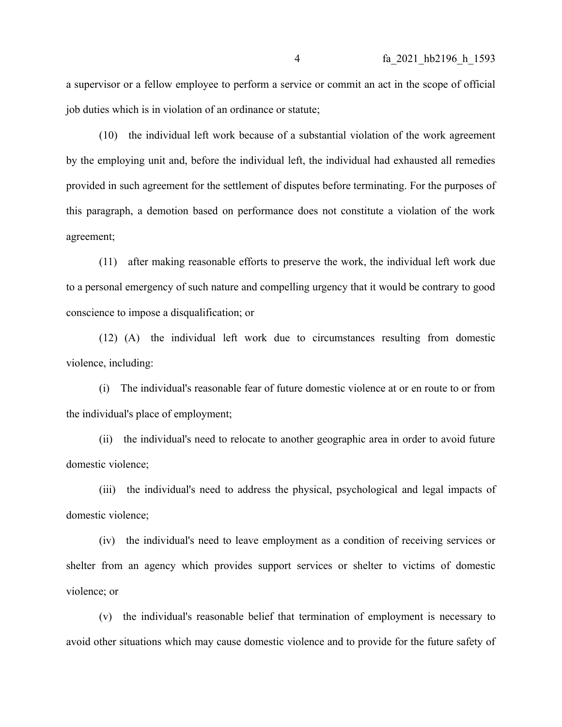a supervisor or a fellow employee to perform a service or commit an act in the scope of official job duties which is in violation of an ordinance or statute;

(10) the individual left work because of a substantial violation of the work agreement by the employing unit and, before the individual left, the individual had exhausted all remedies provided in such agreement for the settlement of disputes before terminating. For the purposes of this paragraph, a demotion based on performance does not constitute a violation of the work agreement;

(11) after making reasonable efforts to preserve the work, the individual left work due to a personal emergency of such nature and compelling urgency that it would be contrary to good conscience to impose a disqualification; or

(12) (A) the individual left work due to circumstances resulting from domestic violence, including:

(i) The individual's reasonable fear of future domestic violence at or en route to or from the individual's place of employment;

(ii) the individual's need to relocate to another geographic area in order to avoid future domestic violence;

(iii) the individual's need to address the physical, psychological and legal impacts of domestic violence;

(iv) the individual's need to leave employment as a condition of receiving services or shelter from an agency which provides support services or shelter to victims of domestic violence; or

(v) the individual's reasonable belief that termination of employment is necessary to avoid other situations which may cause domestic violence and to provide for the future safety of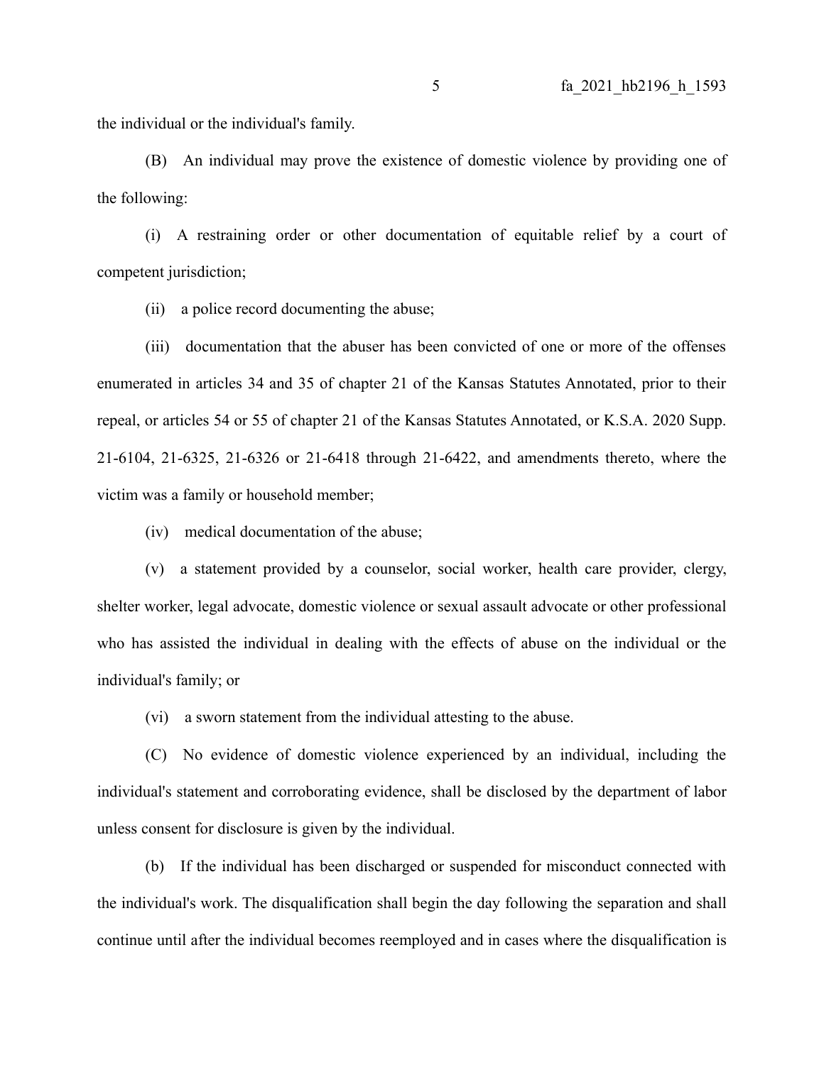the individual or the individual's family.

(B) An individual may prove the existence of domestic violence by providing one of the following:

(i) A restraining order or other documentation of equitable relief by a court of competent jurisdiction;

(ii) a police record documenting the abuse;

(iii) documentation that the abuser has been convicted of one or more of the offenses enumerated in articles 34 and 35 of chapter 21 of the Kansas Statutes Annotated, prior to their repeal, or articles 54 or 55 of chapter 21 of the Kansas Statutes Annotated, or K.S.A. 2020 Supp. 21-6104, 21-6325, 21-6326 or 21-6418 through 21-6422, and amendments thereto, where the victim was a family or household member;

(iv) medical documentation of the abuse;

(v) a statement provided by a counselor, social worker, health care provider, clergy, shelter worker, legal advocate, domestic violence or sexual assault advocate or other professional who has assisted the individual in dealing with the effects of abuse on the individual or the individual's family; or

(vi) a sworn statement from the individual attesting to the abuse.

(C) No evidence of domestic violence experienced by an individual, including the individual's statement and corroborating evidence, shall be disclosed by the department of labor unless consent for disclosure is given by the individual.

(b) If the individual has been discharged or suspended for misconduct connected with the individual's work. The disqualification shall begin the day following the separation and shall continue until after the individual becomes reemployed and in cases where the disqualification is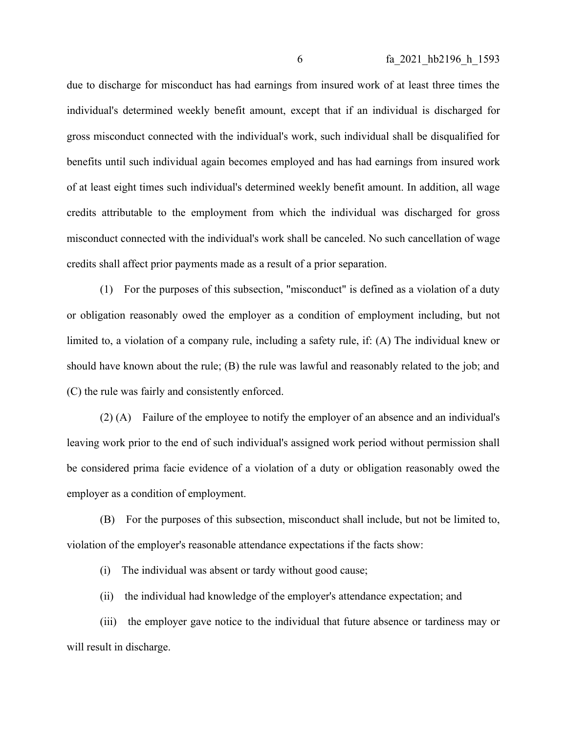due to discharge for misconduct has had earnings from insured work of at least three times the individual's determined weekly benefit amount, except that if an individual is discharged for gross misconduct connected with the individual's work, such individual shall be disqualified for benefits until such individual again becomes employed and has had earnings from insured work of at least eight times such individual's determined weekly benefit amount. In addition, all wage credits attributable to the employment from which the individual was discharged for gross misconduct connected with the individual's work shall be canceled. No such cancellation of wage credits shall affect prior payments made as a result of a prior separation.

(1) For the purposes of this subsection, "misconduct" is defined as a violation of a duty or obligation reasonably owed the employer as a condition of employment including, but not limited to, a violation of a company rule, including a safety rule, if: (A) The individual knew or should have known about the rule; (B) the rule was lawful and reasonably related to the job; and (C) the rule was fairly and consistently enforced.

(2) (A) Failure of the employee to notify the employer of an absence and an individual's leaving work prior to the end of such individual's assigned work period without permission shall be considered prima facie evidence of a violation of a duty or obligation reasonably owed the employer as a condition of employment.

(B) For the purposes of this subsection, misconduct shall include, but not be limited to, violation of the employer's reasonable attendance expectations if the facts show:

(i) The individual was absent or tardy without good cause;

(ii) the individual had knowledge of the employer's attendance expectation; and

(iii) the employer gave notice to the individual that future absence or tardiness may or will result in discharge.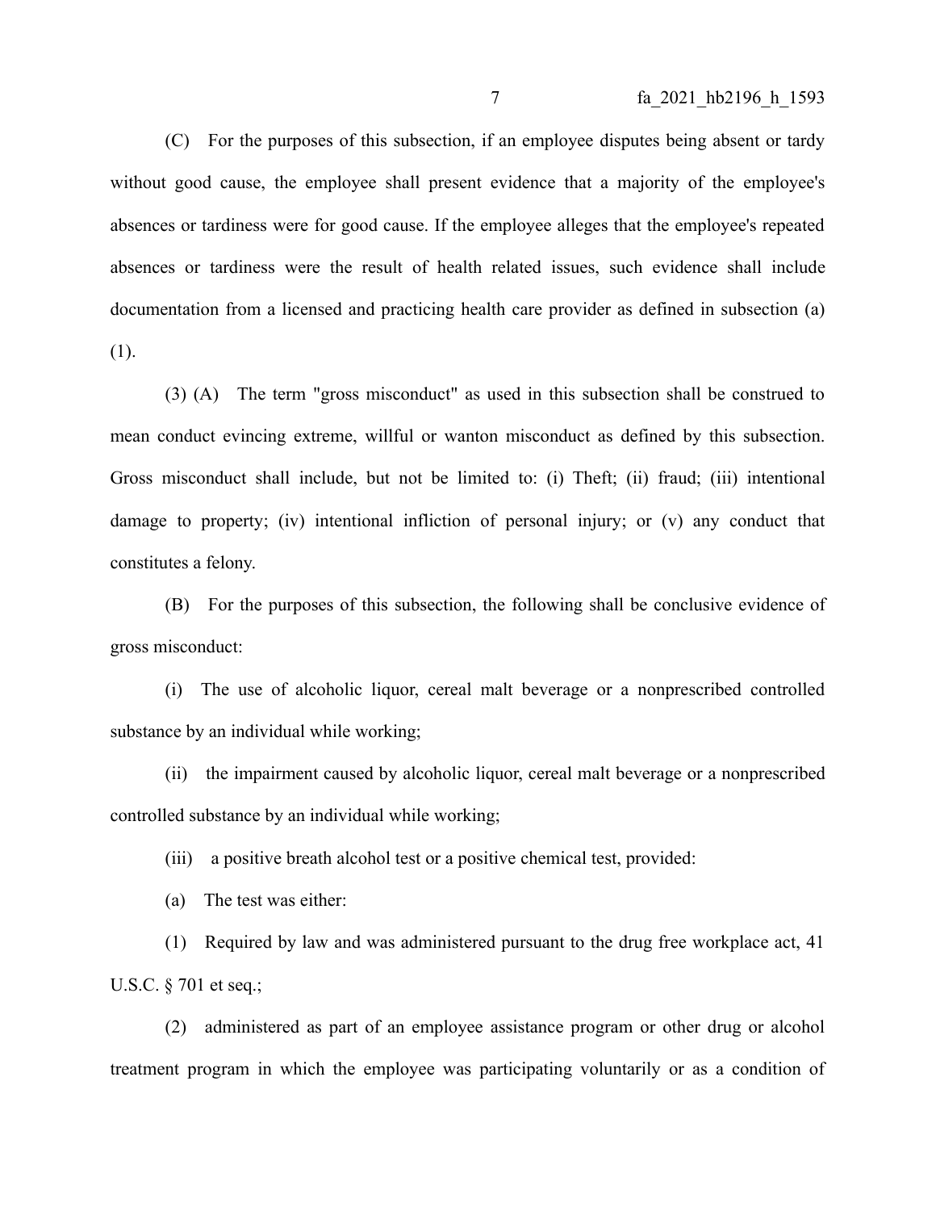(C) For the purposes of this subsection, if an employee disputes being absent or tardy without good cause, the employee shall present evidence that a majority of the employee's absences or tardiness were for good cause. If the employee alleges that the employee's repeated absences or tardiness were the result of health related issues, such evidence shall include documentation from a licensed and practicing health care provider as defined in subsection (a) (1).

(3) (A) The term "gross misconduct" as used in this subsection shall be construed to mean conduct evincing extreme, willful or wanton misconduct as defined by this subsection. Gross misconduct shall include, but not be limited to: (i) Theft; (ii) fraud; (iii) intentional damage to property; (iv) intentional infliction of personal injury; or (v) any conduct that constitutes a felony.

(B) For the purposes of this subsection, the following shall be conclusive evidence of gross misconduct:

(i) The use of alcoholic liquor, cereal malt beverage or a nonprescribed controlled substance by an individual while working;

(ii) the impairment caused by alcoholic liquor, cereal malt beverage or a nonprescribed controlled substance by an individual while working;

(iii) a positive breath alcohol test or a positive chemical test, provided:

(a) The test was either:

(1) Required by law and was administered pursuant to the drug free workplace act, 41 U.S.C. § 701 et seq.;

(2) administered as part of an employee assistance program or other drug or alcohol treatment program in which the employee was participating voluntarily or as a condition of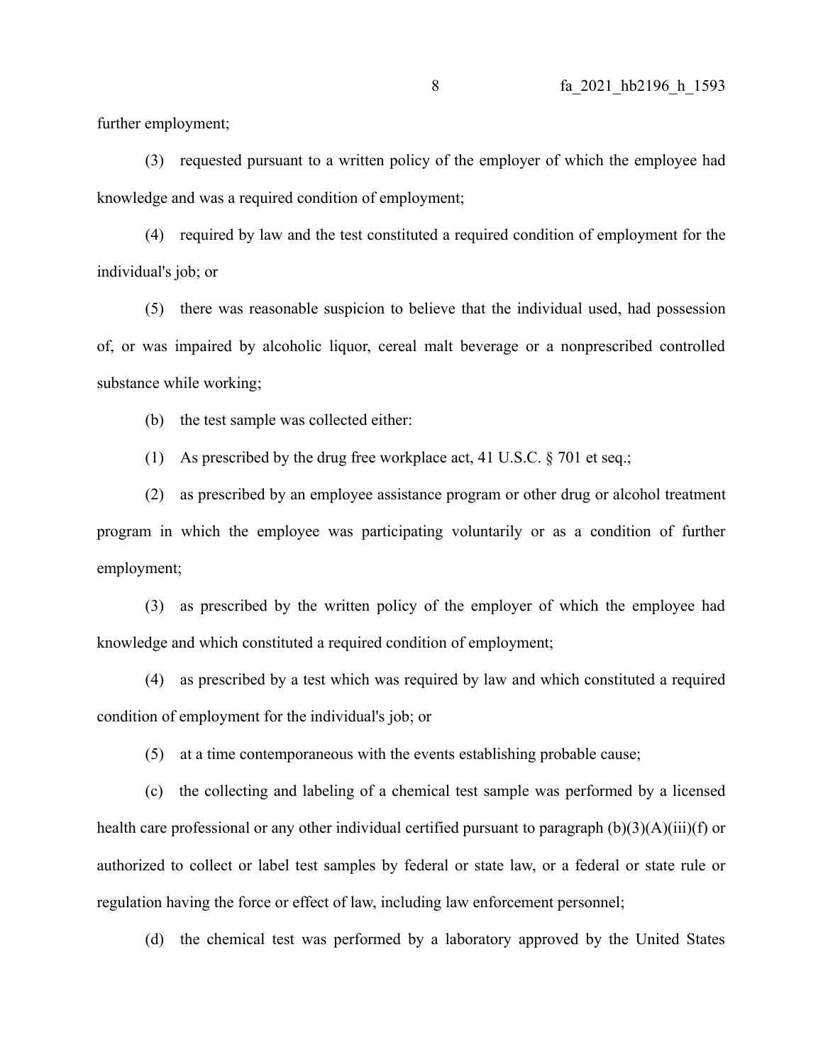further employment;

(3) requested pursuant to a written policy of the employer of which the employee had knowledge and was a required condition of employment;

(4) required by law and the test constituted a required condition of employment for the individual's job; or

(5) there was reasonable suspicion to believe that the individual used, had possession of, or was impaired by alcoholic liquor, cereal malt beverage or a nonprescribed controlled substance while working;

(b) the test sample was collected either:

(1) As prescribed by the drug free workplace act, 41 U.S.C. § 701 et seq.;

(2) as prescribed by an employee assistance program or other drug or alcohol treatment program in which the employee was participating voluntarily or as a condition of further employment;

(3) as prescribed by the written policy of the employer of which the employee had knowledge and which constituted a required condition of employment;

(4) as prescribed by a test which was required by law and which constituted a required condition of employment for the individual's job; or

(5) at a time contemporaneous with the events establishing probable cause;

(c) the collecting and labeling of a chemical test sample was performed by a licensed health care professional or any other individual certified pursuant to paragraph (b)(3)(A)(iii)(f) or authorized to collect or label test samples by federal or state law, or a federal or state rule or regulation having the force or effect of law, including law enforcement personnel;

(d) the chemical test was performed by a laboratory approved by the United States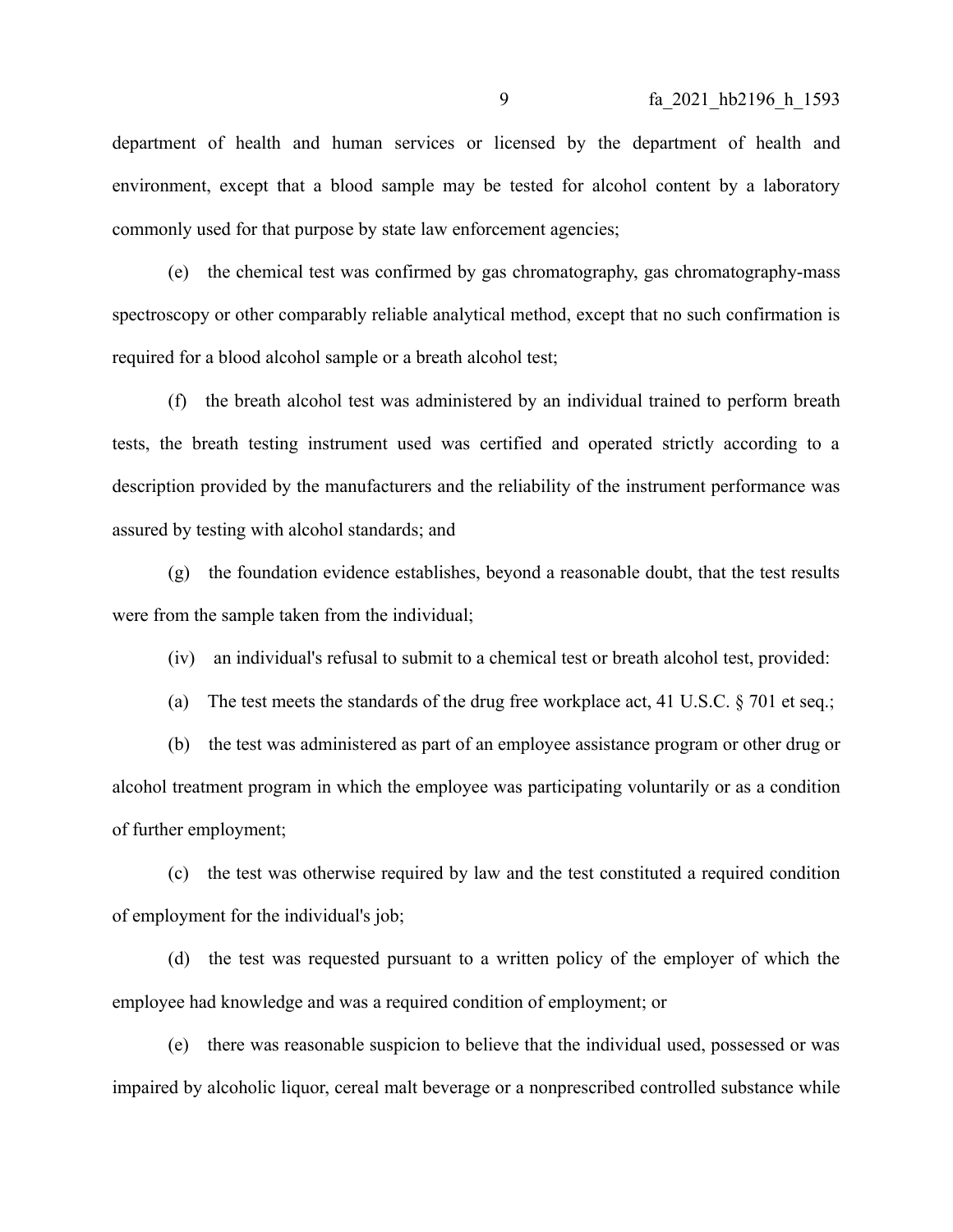department of health and human services or licensed by the department of health and environment, except that a blood sample may be tested for alcohol content by a laboratory commonly used for that purpose by state law enforcement agencies;

(e) the chemical test was confirmed by gas chromatography, gas chromatography-mass spectroscopy or other comparably reliable analytical method, except that no such confirmation is required for a blood alcohol sample or a breath alcohol test;

(f) the breath alcohol test was administered by an individual trained to perform breath tests, the breath testing instrument used was certified and operated strictly according to a description provided by the manufacturers and the reliability of the instrument performance was assured by testing with alcohol standards; and

(g) the foundation evidence establishes, beyond a reasonable doubt, that the test results were from the sample taken from the individual;

(iv) an individual's refusal to submit to a chemical test or breath alcohol test, provided:

(a) The test meets the standards of the drug free workplace act, 41 U.S.C. § 701 et seq.;

(b) the test was administered as part of an employee assistance program or other drug or alcohol treatment program in which the employee was participating voluntarily or as a condition of further employment;

(c) the test was otherwise required by law and the test constituted a required condition of employment for the individual's job;

(d) the test was requested pursuant to a written policy of the employer of which the employee had knowledge and was a required condition of employment; or

(e) there was reasonable suspicion to believe that the individual used, possessed or was impaired by alcoholic liquor, cereal malt beverage or a nonprescribed controlled substance while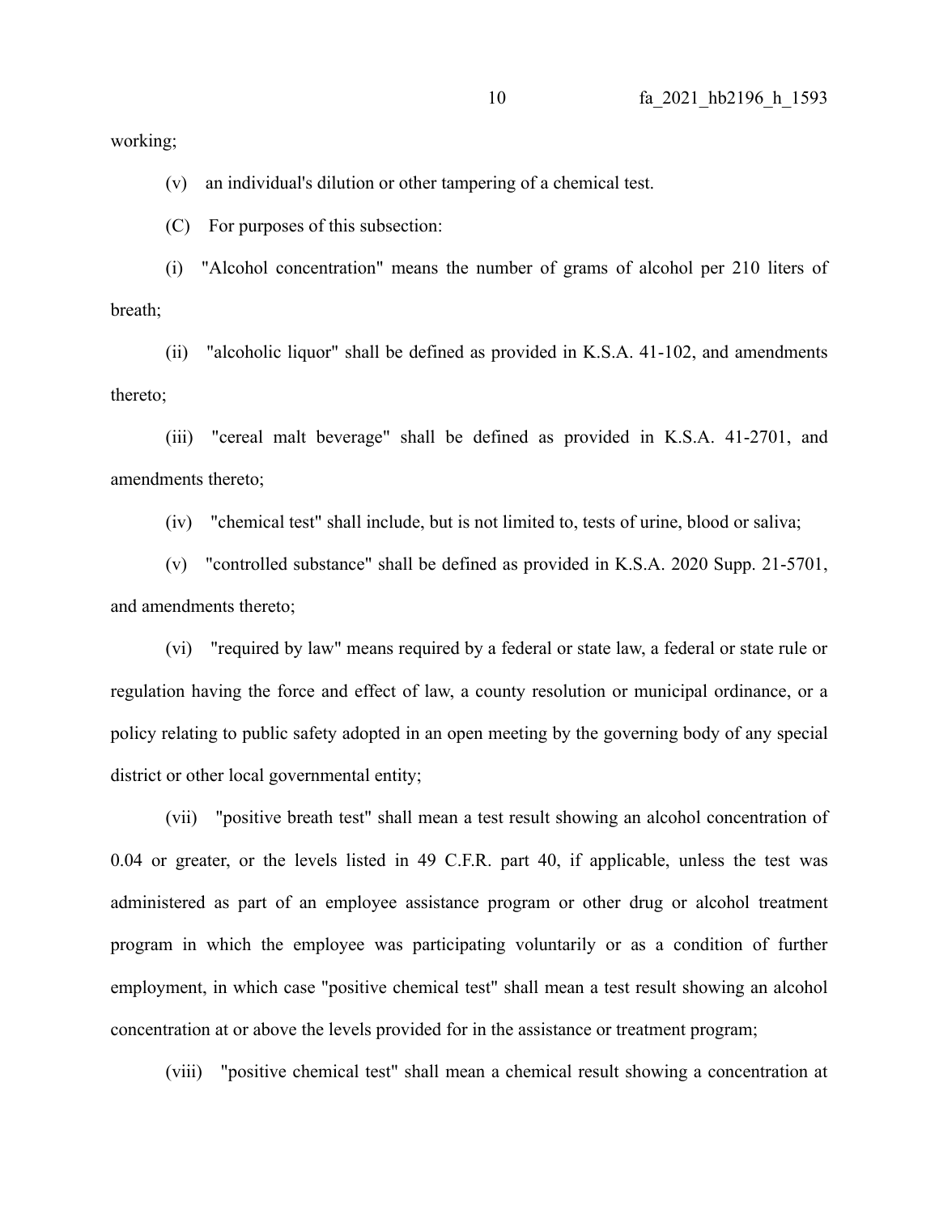working;

(v) an individual's dilution or other tampering of a chemical test.

(C) For purposes of this subsection:

(i) "Alcohol concentration" means the number of grams of alcohol per 210 liters of breath;

(ii) "alcoholic liquor" shall be defined as provided in K.S.A. 41-102, and amendments thereto;

(iii) "cereal malt beverage" shall be defined as provided in K.S.A. 41-2701, and amendments thereto;

(iv) "chemical test" shall include, but is not limited to, tests of urine, blood or saliva;

(v) "controlled substance" shall be defined as provided in K.S.A. 2020 Supp. 21-5701, and amendments thereto;

(vi) "required by law" means required by a federal or state law, a federal or state rule or regulation having the force and effect of law, a county resolution or municipal ordinance, or a policy relating to public safety adopted in an open meeting by the governing body of any special district or other local governmental entity;

(vii) "positive breath test" shall mean a test result showing an alcohol concentration of 0.04 or greater, or the levels listed in 49 C.F.R. part 40, if applicable, unless the test was administered as part of an employee assistance program or other drug or alcohol treatment program in which the employee was participating voluntarily or as a condition of further employment, in which case "positive chemical test" shall mean a test result showing an alcohol concentration at or above the levels provided for in the assistance or treatment program;

(viii) "positive chemical test" shall mean a chemical result showing a concentration at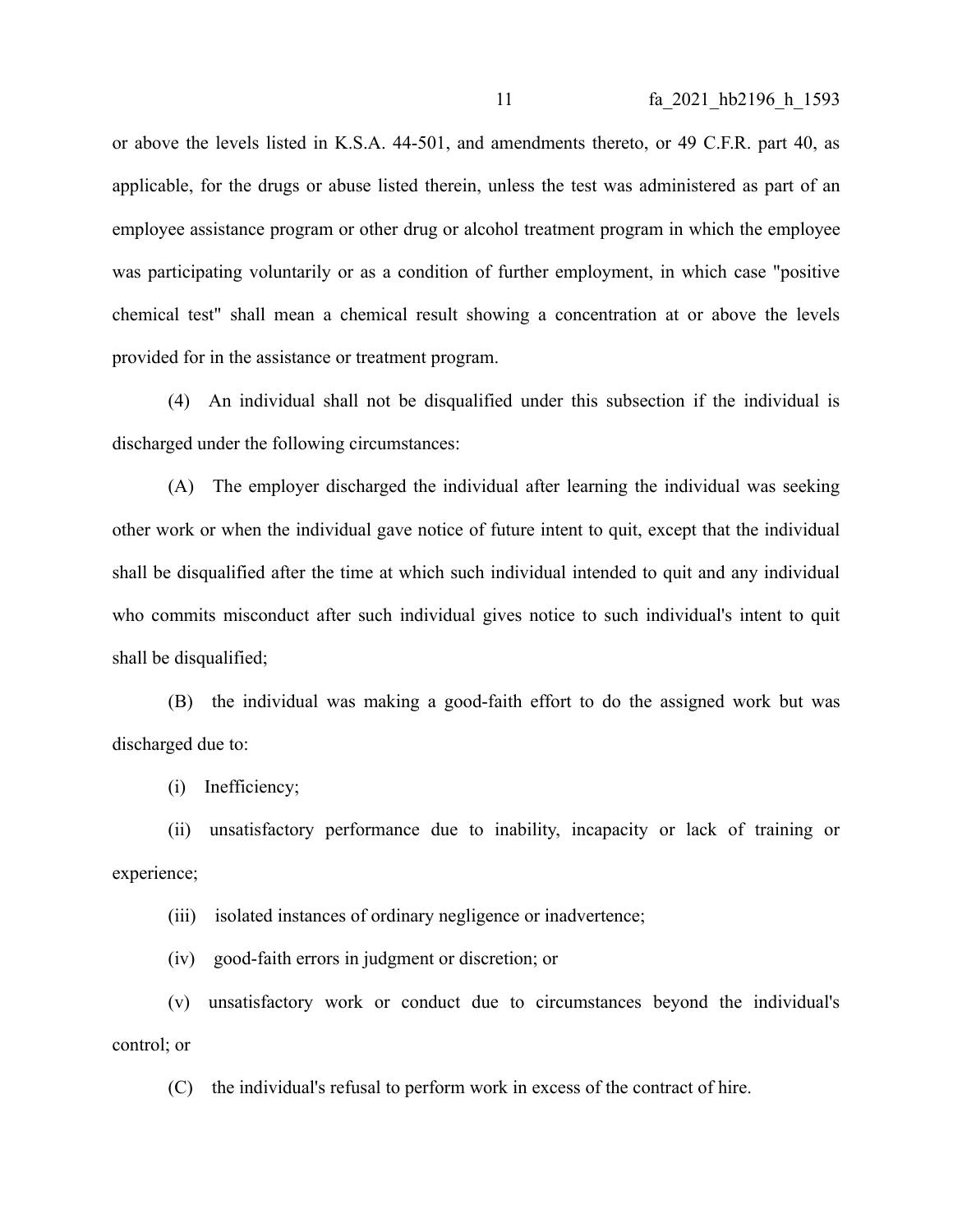or above the levels listed in K.S.A. 44-501, and amendments thereto, or 49 C.F.R. part 40, as applicable, for the drugs or abuse listed therein, unless the test was administered as part of an employee assistance program or other drug or alcohol treatment program in which the employee was participating voluntarily or as a condition of further employment, in which case "positive chemical test" shall mean a chemical result showing a concentration at or above the levels provided for in the assistance or treatment program.

(4) An individual shall not be disqualified under this subsection if the individual is discharged under the following circumstances:

(A) The employer discharged the individual after learning the individual was seeking other work or when the individual gave notice of future intent to quit, except that the individual shall be disqualified after the time at which such individual intended to quit and any individual who commits misconduct after such individual gives notice to such individual's intent to quit shall be disqualified;

(B) the individual was making a good-faith effort to do the assigned work but was discharged due to:

(i) Inefficiency;

(ii) unsatisfactory performance due to inability, incapacity or lack of training or experience;

(iii) isolated instances of ordinary negligence or inadvertence;

(iv) good-faith errors in judgment or discretion; or

(v) unsatisfactory work or conduct due to circumstances beyond the individual's control; or

(C) the individual's refusal to perform work in excess of the contract of hire.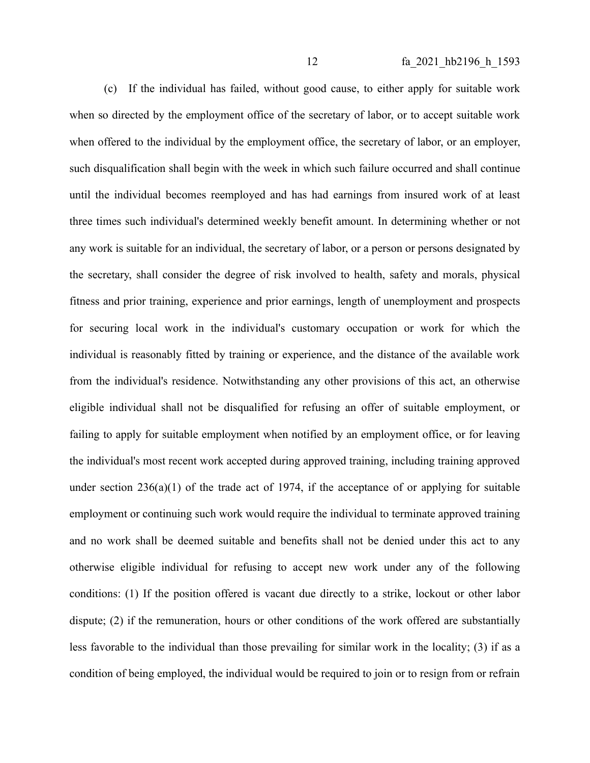(c) If the individual has failed, without good cause, to either apply for suitable work when so directed by the employment office of the secretary of labor, or to accept suitable work when offered to the individual by the employment office, the secretary of labor, or an employer, such disqualification shall begin with the week in which such failure occurred and shall continue until the individual becomes reemployed and has had earnings from insured work of at least three times such individual's determined weekly benefit amount. In determining whether or not any work is suitable for an individual, the secretary of labor, or a person or persons designated by the secretary, shall consider the degree of risk involved to health, safety and morals, physical fitness and prior training, experience and prior earnings, length of unemployment and prospects for securing local work in the individual's customary occupation or work for which the individual is reasonably fitted by training or experience, and the distance of the available work from the individual's residence. Notwithstanding any other provisions of this act, an otherwise eligible individual shall not be disqualified for refusing an offer of suitable employment, or failing to apply for suitable employment when notified by an employment office, or for leaving the individual's most recent work accepted during approved training, including training approved under section 236(a)(1) of the trade act of 1974, if the acceptance of or applying for suitable employment or continuing such work would require the individual to terminate approved training and no work shall be deemed suitable and benefits shall not be denied under this act to any otherwise eligible individual for refusing to accept new work under any of the following conditions: (1) If the position offered is vacant due directly to a strike, lockout or other labor dispute; (2) if the remuneration, hours or other conditions of the work offered are substantially less favorable to the individual than those prevailing for similar work in the locality; (3) if as a condition of being employed, the individual would be required to join or to resign from or refrain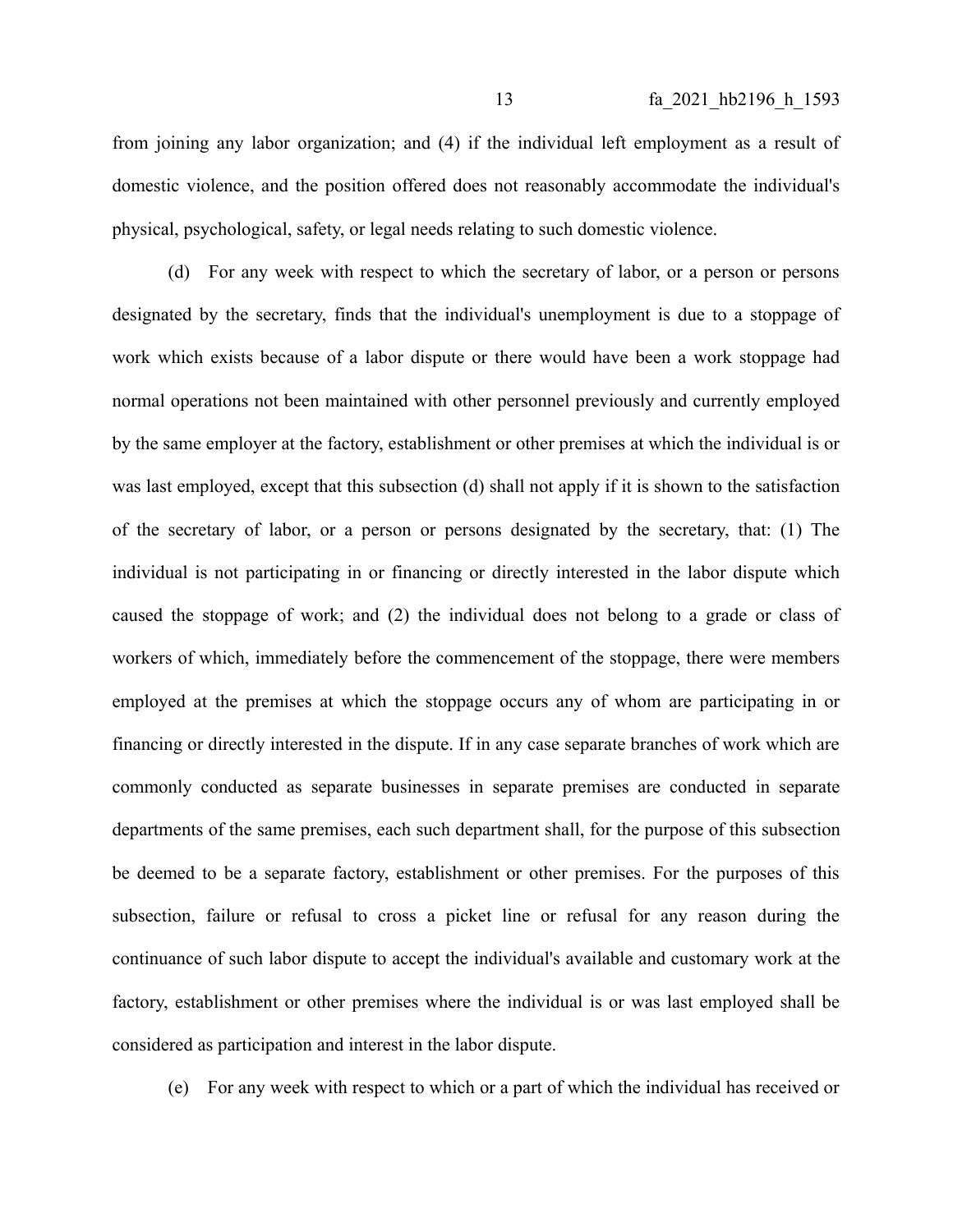from joining any labor organization; and (4) if the individual left employment as a result of domestic violence, and the position offered does not reasonably accommodate the individual's physical, psychological, safety, or legal needs relating to such domestic violence.

(d) For any week with respect to which the secretary of labor, or a person or persons designated by the secretary, finds that the individual's unemployment is due to a stoppage of work which exists because of a labor dispute or there would have been a work stoppage had normal operations not been maintained with other personnel previously and currently employed by the same employer at the factory, establishment or other premises at which the individual is or was last employed, except that this subsection (d) shall not apply if it is shown to the satisfaction of the secretary of labor, or a person or persons designated by the secretary, that: (1) The individual is not participating in or financing or directly interested in the labor dispute which caused the stoppage of work; and (2) the individual does not belong to a grade or class of workers of which, immediately before the commencement of the stoppage, there were members employed at the premises at which the stoppage occurs any of whom are participating in or financing or directly interested in the dispute. If in any case separate branches of work which are commonly conducted as separate businesses in separate premises are conducted in separate departments of the same premises, each such department shall, for the purpose of this subsection be deemed to be a separate factory, establishment or other premises. For the purposes of this subsection, failure or refusal to cross a picket line or refusal for any reason during the continuance of such labor dispute to accept the individual's available and customary work at the factory, establishment or other premises where the individual is or was last employed shall be considered as participation and interest in the labor dispute.

(e) For any week with respect to which or a part of which the individual has received or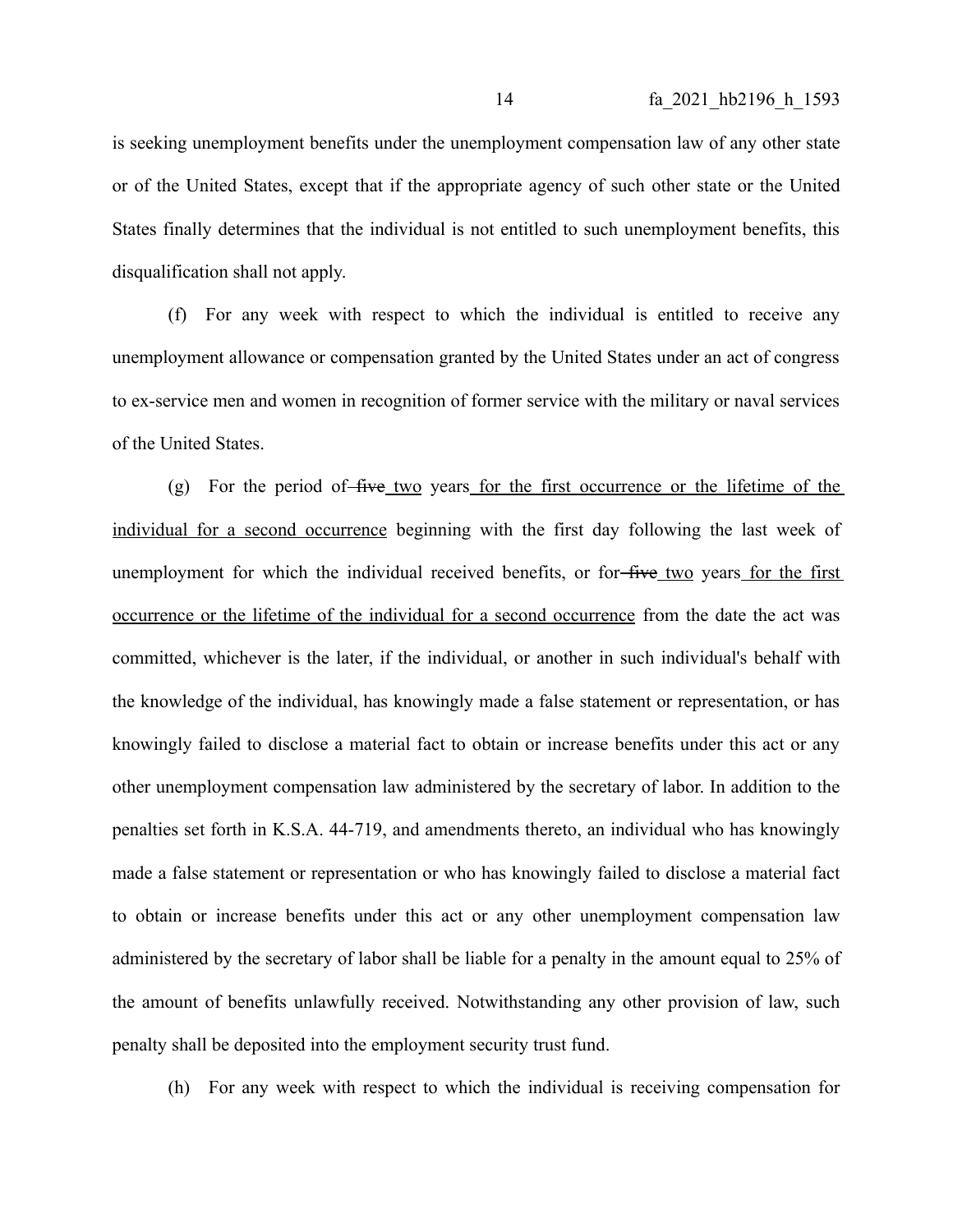is seeking unemployment benefits under the unemployment compensation law of any other state or of the United States, except that if the appropriate agency of such other state or the United States finally determines that the individual is not entitled to such unemployment benefits, this disqualification shall not apply.

(f) For any week with respect to which the individual is entitled to receive any unemployment allowance or compensation granted by the United States under an act of congress to ex-service men and women in recognition of former service with the military or naval services of the United States.

(g) For the period of ~~five~~ <u>two</u> years <u>for the first occurrence or the lifetime of the individual for a second occurrence</u> beginning with the first day following the last week of unemployment for which the individual received benefits, or for ~~five~~ <u>two</u> years <u>for the first occurrence or the lifetime of the individual for a second occurrence</u> from the date the act was committed, whichever is the later, if the individual, or another in such individual's behalf with the knowledge of the individual, has knowingly made a false statement or representation, or has knowingly failed to disclose a material fact to obtain or increase benefits under this act or any other unemployment compensation law administered by the secretary of labor. In addition to the penalties set forth in K.S.A. 44-719, and amendments thereto, an individual who has knowingly made a false statement or representation or who has knowingly failed to disclose a material fact to obtain or increase benefits under this act or any other unemployment compensation law administered by the secretary of labor shall be liable for a penalty in the amount equal to 25% of the amount of benefits unlawfully received. Notwithstanding any other provision of law, such penalty shall be deposited into the employment security trust fund.

(h) For any week with respect to which the individual is receiving compensation for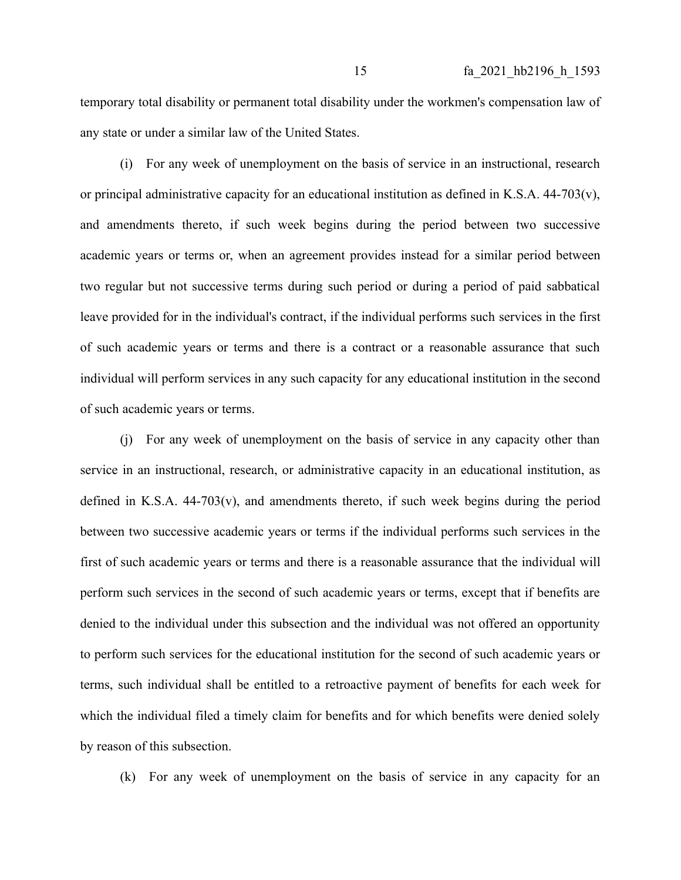temporary total disability or permanent total disability under the workmen's compensation law of any state or under a similar law of the United States.

(i) For any week of unemployment on the basis of service in an instructional, research or principal administrative capacity for an educational institution as defined in K.S.A. 44-703(v), and amendments thereto, if such week begins during the period between two successive academic years or terms or, when an agreement provides instead for a similar period between two regular but not successive terms during such period or during a period of paid sabbatical leave provided for in the individual's contract, if the individual performs such services in the first of such academic years or terms and there is a contract or a reasonable assurance that such individual will perform services in any such capacity for any educational institution in the second of such academic years or terms.

(j) For any week of unemployment on the basis of service in any capacity other than service in an instructional, research, or administrative capacity in an educational institution, as defined in K.S.A. 44-703(v), and amendments thereto, if such week begins during the period between two successive academic years or terms if the individual performs such services in the first of such academic years or terms and there is a reasonable assurance that the individual will perform such services in the second of such academic years or terms, except that if benefits are denied to the individual under this subsection and the individual was not offered an opportunity to perform such services for the educational institution for the second of such academic years or terms, such individual shall be entitled to a retroactive payment of benefits for each week for which the individual filed a timely claim for benefits and for which benefits were denied solely by reason of this subsection.

(k) For any week of unemployment on the basis of service in any capacity for an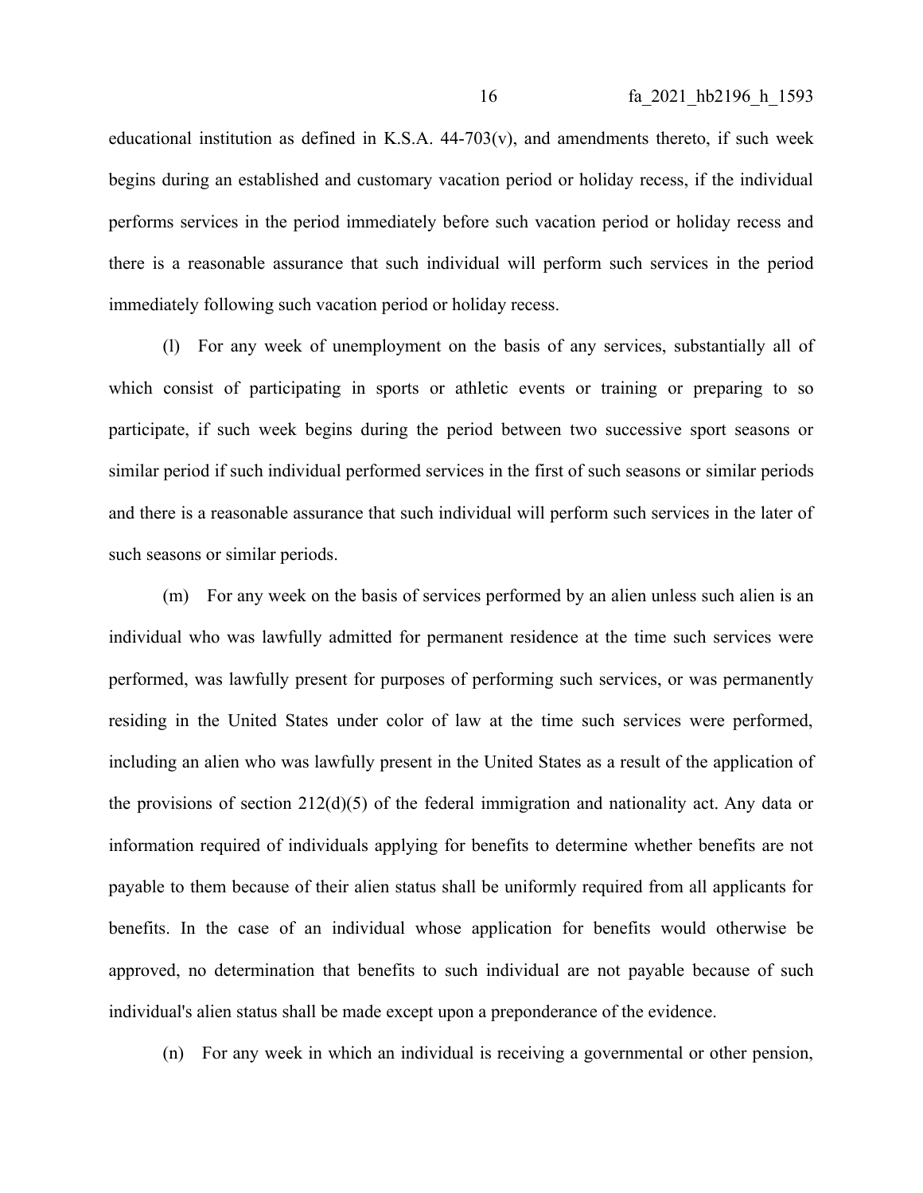educational institution as defined in K.S.A. 44-703(v), and amendments thereto, if such week begins during an established and customary vacation period or holiday recess, if the individual performs services in the period immediately before such vacation period or holiday recess and there is a reasonable assurance that such individual will perform such services in the period immediately following such vacation period or holiday recess.

(l) For any week of unemployment on the basis of any services, substantially all of which consist of participating in sports or athletic events or training or preparing to so participate, if such week begins during the period between two successive sport seasons or similar period if such individual performed services in the first of such seasons or similar periods and there is a reasonable assurance that such individual will perform such services in the later of such seasons or similar periods.

(m) For any week on the basis of services performed by an alien unless such alien is an individual who was lawfully admitted for permanent residence at the time such services were performed, was lawfully present for purposes of performing such services, or was permanently residing in the United States under color of law at the time such services were performed, including an alien who was lawfully present in the United States as a result of the application of the provisions of section 212(d)(5) of the federal immigration and nationality act. Any data or information required of individuals applying for benefits to determine whether benefits are not payable to them because of their alien status shall be uniformly required from all applicants for benefits. In the case of an individual whose application for benefits would otherwise be approved, no determination that benefits to such individual are not payable because of such individual's alien status shall be made except upon a preponderance of the evidence.

(n) For any week in which an individual is receiving a governmental or other pension,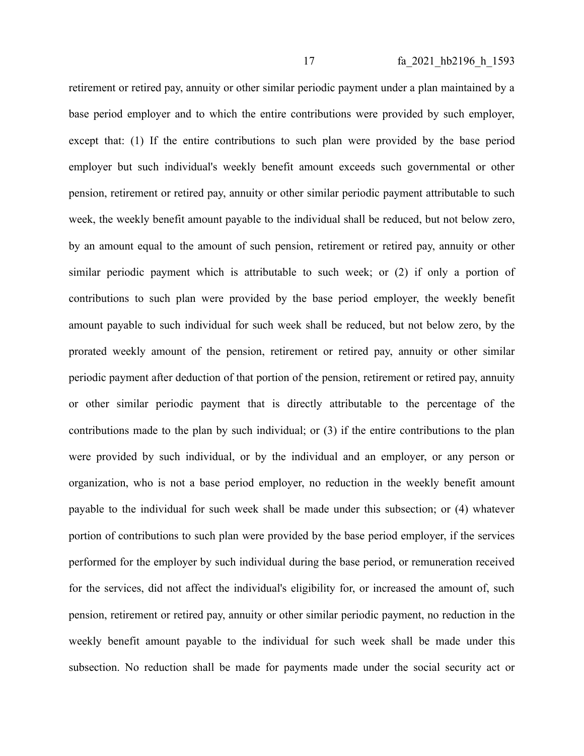retirement or retired pay, annuity or other similar periodic payment under a plan maintained by a base period employer and to which the entire contributions were provided by such employer, except that: (1) If the entire contributions to such plan were provided by the base period employer but such individual's weekly benefit amount exceeds such governmental or other pension, retirement or retired pay, annuity or other similar periodic payment attributable to such week, the weekly benefit amount payable to the individual shall be reduced, but not below zero, by an amount equal to the amount of such pension, retirement or retired pay, annuity or other similar periodic payment which is attributable to such week; or (2) if only a portion of contributions to such plan were provided by the base period employer, the weekly benefit amount payable to such individual for such week shall be reduced, but not below zero, by the prorated weekly amount of the pension, retirement or retired pay, annuity or other similar periodic payment after deduction of that portion of the pension, retirement or retired pay, annuity or other similar periodic payment that is directly attributable to the percentage of the contributions made to the plan by such individual; or (3) if the entire contributions to the plan were provided by such individual, or by the individual and an employer, or any person or organization, who is not a base period employer, no reduction in the weekly benefit amount payable to the individual for such week shall be made under this subsection; or (4) whatever portion of contributions to such plan were provided by the base period employer, if the services performed for the employer by such individual during the base period, or remuneration received for the services, did not affect the individual's eligibility for, or increased the amount of, such pension, retirement or retired pay, annuity or other similar periodic payment, no reduction in the weekly benefit amount payable to the individual for such week shall be made under this subsection. No reduction shall be made for payments made under the social security act or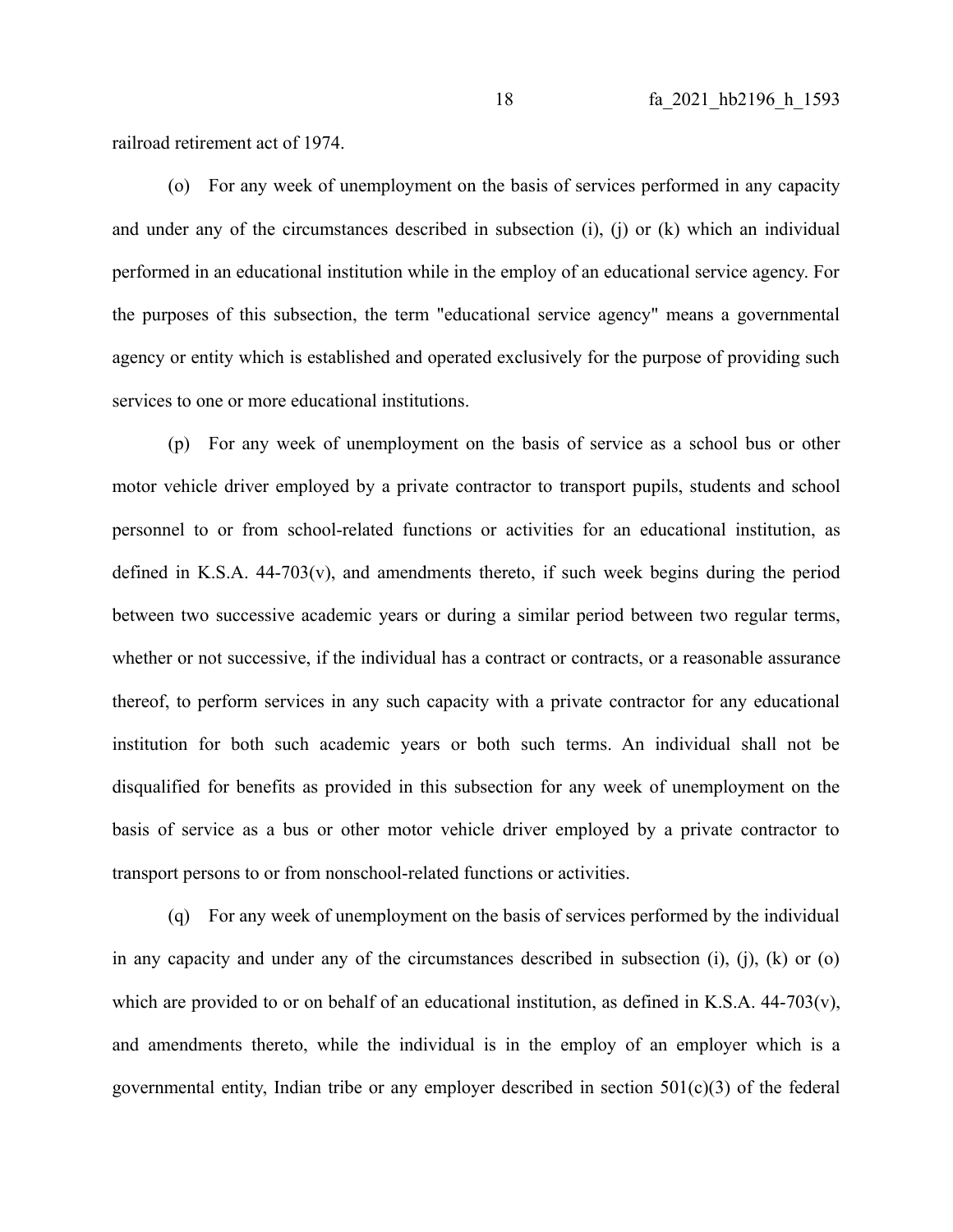railroad retirement act of 1974.

(o) For any week of unemployment on the basis of services performed in any capacity and under any of the circumstances described in subsection (i), (j) or (k) which an individual performed in an educational institution while in the employ of an educational service agency. For the purposes of this subsection, the term "educational service agency" means a governmental agency or entity which is established and operated exclusively for the purpose of providing such services to one or more educational institutions.

(p) For any week of unemployment on the basis of service as a school bus or other motor vehicle driver employed by a private contractor to transport pupils, students and school personnel to or from school-related functions or activities for an educational institution, as defined in K.S.A. 44-703(v), and amendments thereto, if such week begins during the period between two successive academic years or during a similar period between two regular terms, whether or not successive, if the individual has a contract or contracts, or a reasonable assurance thereof, to perform services in any such capacity with a private contractor for any educational institution for both such academic years or both such terms. An individual shall not be disqualified for benefits as provided in this subsection for any week of unemployment on the basis of service as a bus or other motor vehicle driver employed by a private contractor to transport persons to or from nonschool-related functions or activities.

(q) For any week of unemployment on the basis of services performed by the individual in any capacity and under any of the circumstances described in subsection (i), (j), (k) or (o) which are provided to or on behalf of an educational institution, as defined in K.S.A. 44-703(v), and amendments thereto, while the individual is in the employ of an employer which is a governmental entity, Indian tribe or any employer described in section 501(c)(3) of the federal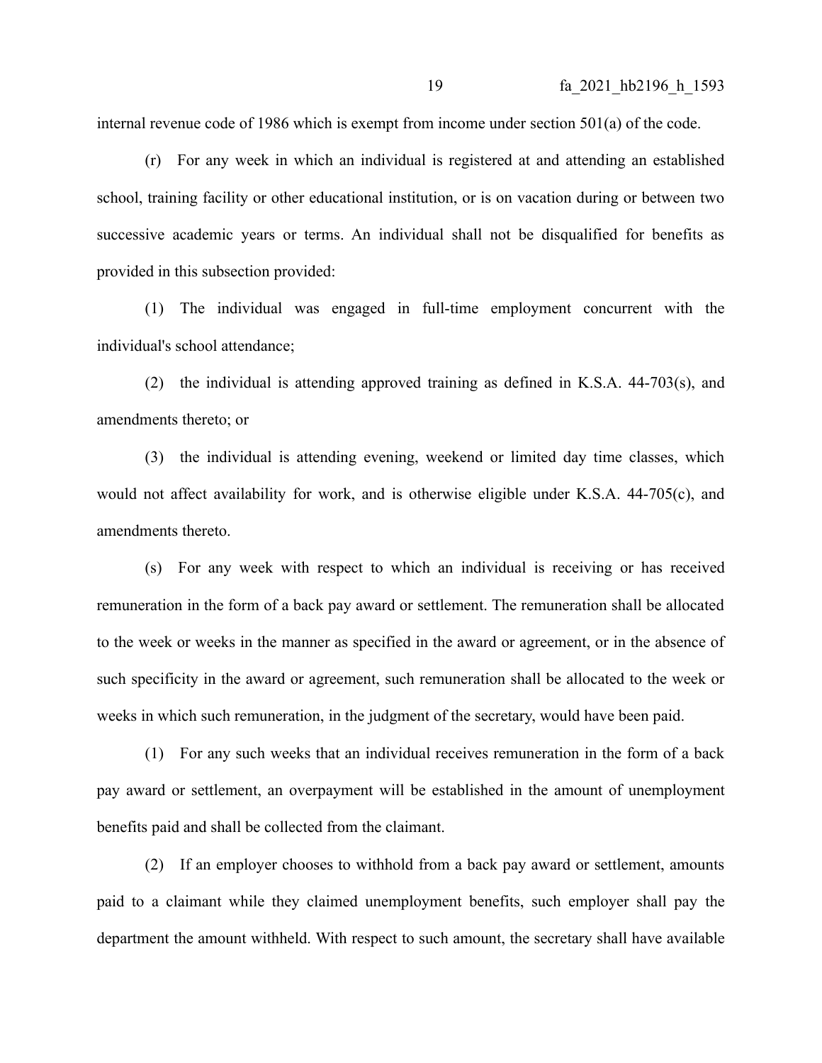internal revenue code of 1986 which is exempt from income under section 501(a) of the code.

(r) For any week in which an individual is registered at and attending an established school, training facility or other educational institution, or is on vacation during or between two successive academic years or terms. An individual shall not be disqualified for benefits as provided in this subsection provided:

(1) The individual was engaged in full-time employment concurrent with the individual's school attendance;

(2) the individual is attending approved training as defined in K.S.A. 44-703(s), and amendments thereto; or

(3) the individual is attending evening, weekend or limited day time classes, which would not affect availability for work, and is otherwise eligible under K.S.A. 44-705(c), and amendments thereto.

(s) For any week with respect to which an individual is receiving or has received remuneration in the form of a back pay award or settlement. The remuneration shall be allocated to the week or weeks in the manner as specified in the award or agreement, or in the absence of such specificity in the award or agreement, such remuneration shall be allocated to the week or weeks in which such remuneration, in the judgment of the secretary, would have been paid.

(1) For any such weeks that an individual receives remuneration in the form of a back pay award or settlement, an overpayment will be established in the amount of unemployment benefits paid and shall be collected from the claimant.

(2) If an employer chooses to withhold from a back pay award or settlement, amounts paid to a claimant while they claimed unemployment benefits, such employer shall pay the department the amount withheld. With respect to such amount, the secretary shall have available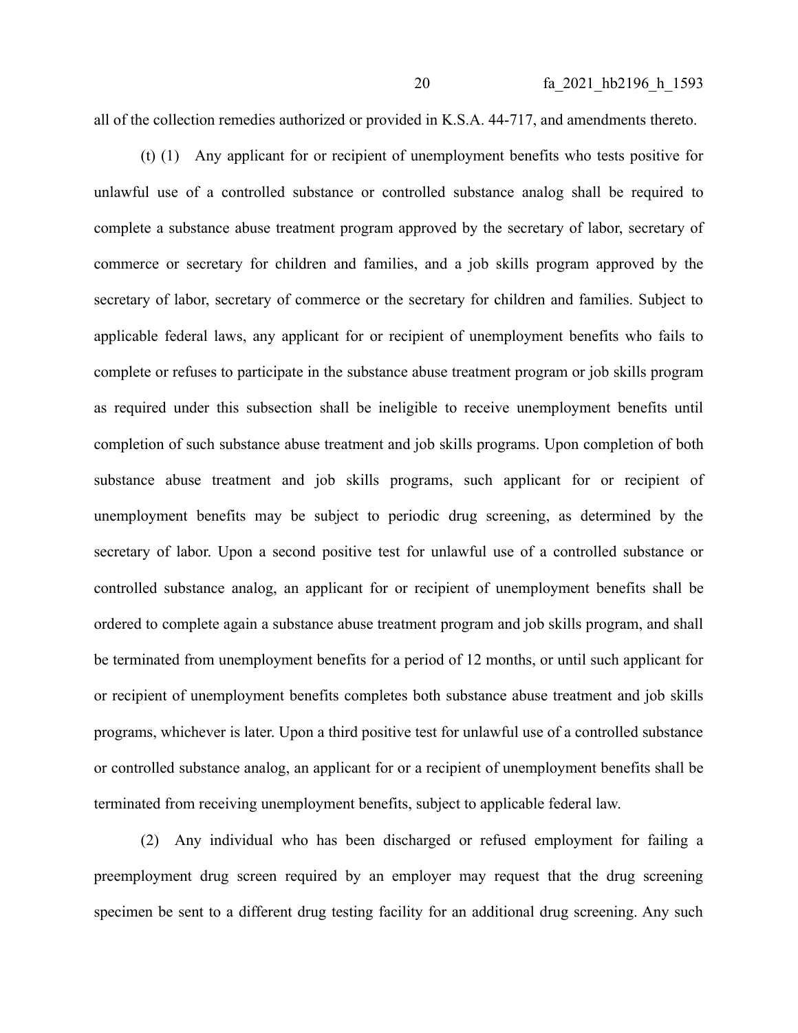all of the collection remedies authorized or provided in K.S.A. 44-717, and amendments thereto.

(t) (1) Any applicant for or recipient of unemployment benefits who tests positive for unlawful use of a controlled substance or controlled substance analog shall be required to complete a substance abuse treatment program approved by the secretary of labor, secretary of commerce or secretary for children and families, and a job skills program approved by the secretary of labor, secretary of commerce or the secretary for children and families. Subject to applicable federal laws, any applicant for or recipient of unemployment benefits who fails to complete or refuses to participate in the substance abuse treatment program or job skills program as required under this subsection shall be ineligible to receive unemployment benefits until completion of such substance abuse treatment and job skills programs. Upon completion of both substance abuse treatment and job skills programs, such applicant for or recipient of unemployment benefits may be subject to periodic drug screening, as determined by the secretary of labor. Upon a second positive test for unlawful use of a controlled substance or controlled substance analog, an applicant for or recipient of unemployment benefits shall be ordered to complete again a substance abuse treatment program and job skills program, and shall be terminated from unemployment benefits for a period of 12 months, or until such applicant for or recipient of unemployment benefits completes both substance abuse treatment and job skills programs, whichever is later. Upon a third positive test for unlawful use of a controlled substance or controlled substance analog, an applicant for or a recipient of unemployment benefits shall be terminated from receiving unemployment benefits, subject to applicable federal law.

(2) Any individual who has been discharged or refused employment for failing a preemployment drug screen required by an employer may request that the drug screening specimen be sent to a different drug testing facility for an additional drug screening. Any such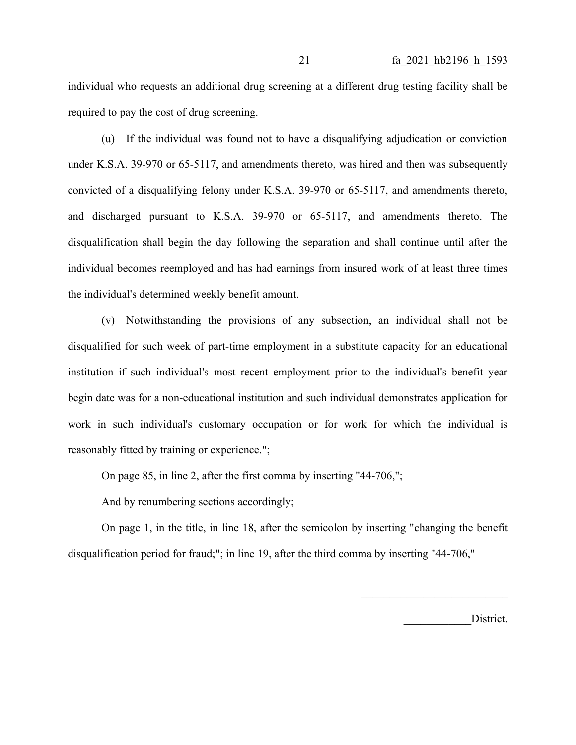individual who requests an additional drug screening at a different drug testing facility shall be required to pay the cost of drug screening.

(u) If the individual was found not to have a disqualifying adjudication or conviction under K.S.A. 39-970 or 65-5117, and amendments thereto, was hired and then was subsequently convicted of a disqualifying felony under K.S.A. 39-970 or 65-5117, and amendments thereto, and discharged pursuant to K.S.A. 39-970 or 65-5117, and amendments thereto. The disqualification shall begin the day following the separation and shall continue until after the individual becomes reemployed and has had earnings from insured work of at least three times the individual's determined weekly benefit amount.

(v) Notwithstanding the provisions of any subsection, an individual shall not be disqualified for such week of part-time employment in a substitute capacity for an educational institution if such individual's most recent employment prior to the individual's benefit year begin date was for a non-educational institution and such individual demonstrates application for work in such individual's customary occupation or for work for which the individual is reasonably fitted by training or experience.";

On page 85, in line 2, after the first comma by inserting "44-706,";

And by renumbering sections accordingly;

On page 1, in the title, in line 18, after the semicolon by inserting "changing the benefit disqualification period for fraud;"; in line 19, after the third comma by inserting "44-706,"

\_\_\_\_\_\_\_\_\_\_\_\_\_\_\_\_\_\_\_\_\_\_\_\_\_\_\_\_

\_\_\_\_\_\_\_\_\_\_\_\_District.